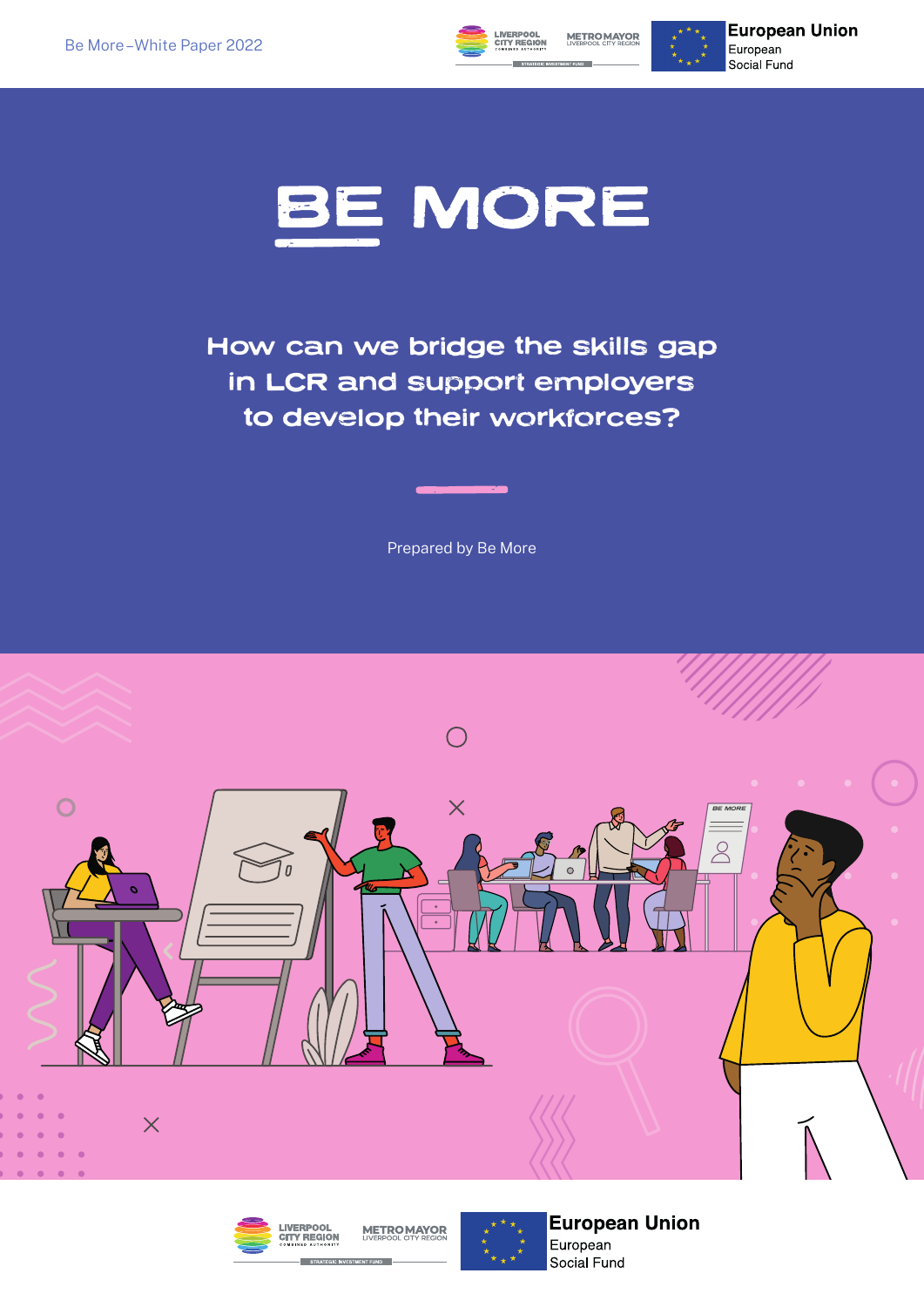# BE MORE

## How can we bridge the skills gap in LCR and support employers to develop their workforces?

Prepared by Be More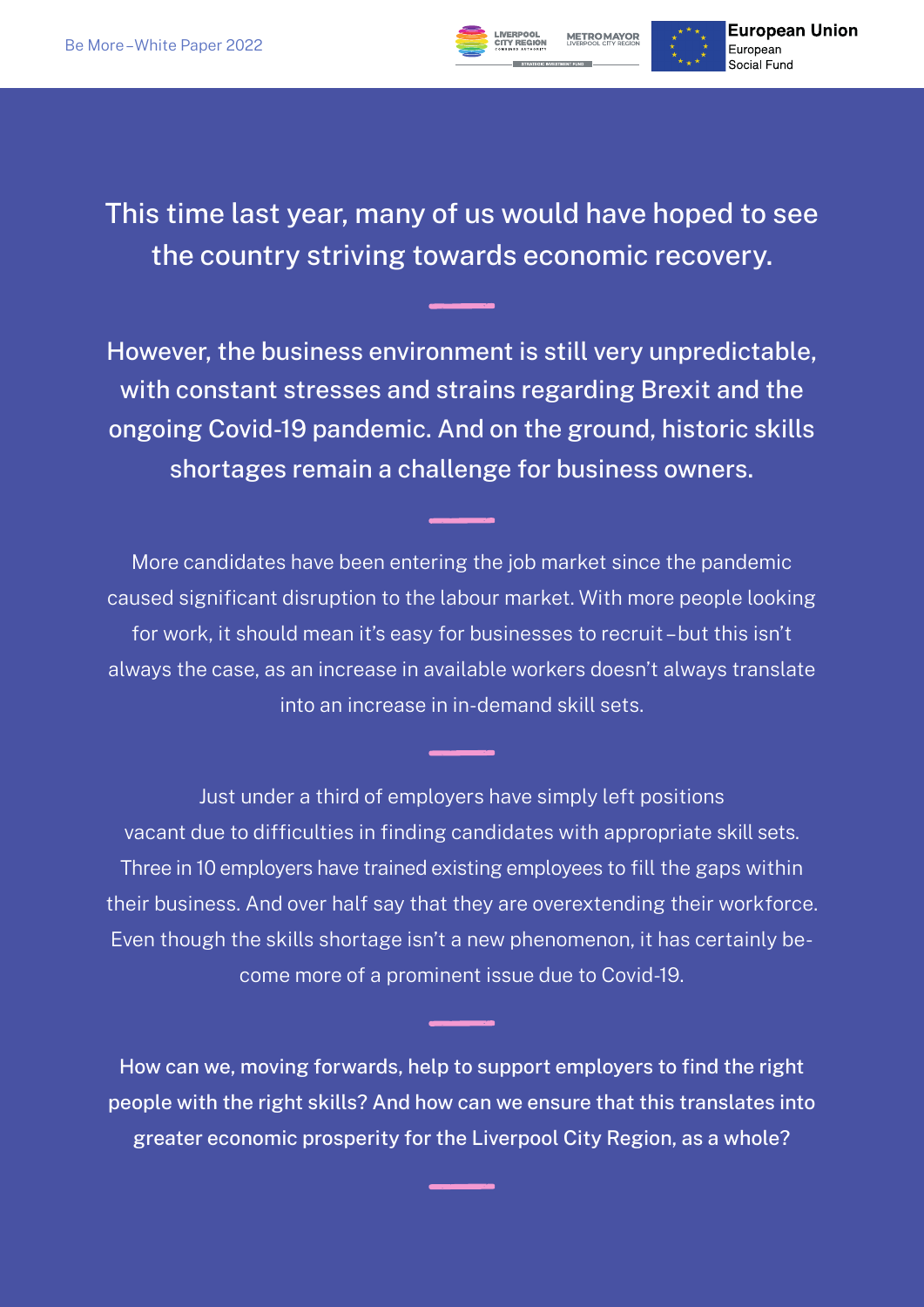This time last year, many of us would have hoped to see the country striving towards economic recovery.

However, the business environment is still very unpredictable, with constant stresses and strains regarding Brexit and the ongoing Covid-19 pandemic. And on the ground, historic skills shortages remain a challenge for business owners.

More candidates have been entering the job market since the pandemic caused significant disruption to the labour market. With more people looking for work, it should mean it's easy for businesses to recruit – but this isn't always the case, as an increase in available workers doesn't always translate into an increase in in-demand skill sets.

Just under a third of employers have simply left positions vacant due to difficulties in finding candidates with appropriate skill sets. Three in 10 employers have trained existing employees to fill the gaps within their business. And over half say that they are overextending their workforce. Even though the skills shortage isn't a new phenomenon, it has certainly become more of a prominent issue due to Covid-19.

How can we, moving forwards, help to support employers to find the right people with the right skills? And how can we ensure that this translates into greater economic prosperity for the Liverpool City Region, as a whole?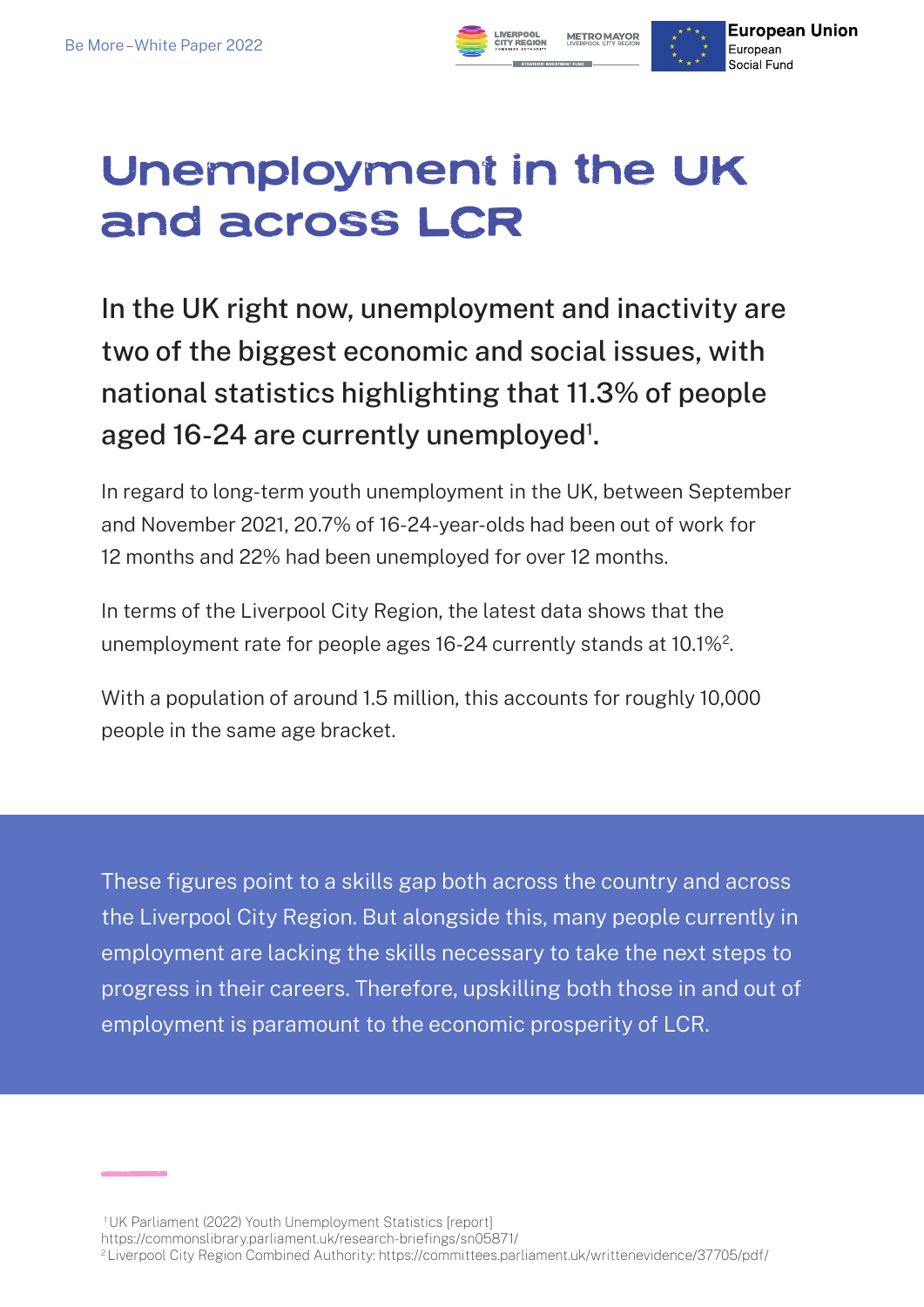# Unemployment in the UK and across LCR

In the UK right now, unemployment and inactivity are two of the biggest economic and social issues, with national statistics highlighting that 11.3% of people aged 16-24 are currently unemployed[1].

In regard to long-term youth unemployment in the UK, between September and November 2021, 20.7% of 16-24-year-olds had been out of work for 12 months and 22% had been unemployed for over 12 months.

In terms of the Liverpool City Region, the latest data shows that the unemployment rate for people ages 16-24 currently stands at 10.1%[2].

With a population of around 1.5 million, this accounts for roughly 10,000 people in the same age bracket.

These figures point to a skills gap both across the country and across the Liverpool City Region. But alongside this, many people currently in employment are lacking the skills necessary to take the next steps to progress in their careers. Therefore, upskilling both those in and out of employment is paramount to the economic prosperity of LCR.

[1] UK Parliament (2022) Youth Unemployment Statistics [report] https://commonslibrary.parliament.uk/research-briefings/sn05871/
[2] Liverpool City Region Combined Authority: https://committees.parliament.uk/writtenevidence/37705/pdf/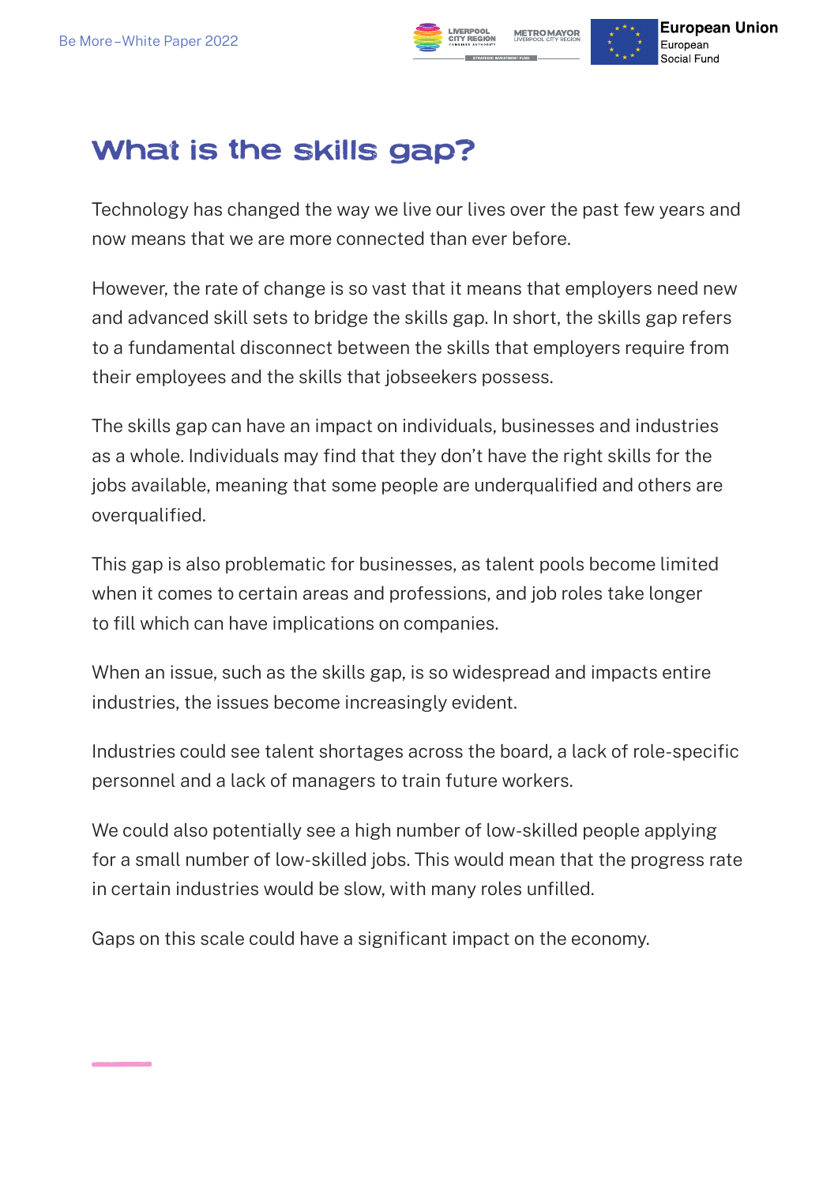## What is the skills gap?

Technology has changed the way we live our lives over the past few years and now means that we are more connected than ever before.

However, the rate of change is so vast that it means that employers need new and advanced skill sets to bridge the skills gap. In short, the skills gap refers to a fundamental disconnect between the skills that employers require from their employees and the skills that jobseekers possess.

The skills gap can have an impact on individuals, businesses and industries as a whole. Individuals may find that they don't have the right skills for the jobs available, meaning that some people are underqualified and others are overqualified.

This gap is also problematic for businesses, as talent pools become limited when it comes to certain areas and professions, and job roles take longer to fill which can have implications on companies.

When an issue, such as the skills gap, is so widespread and impacts entire industries, the issues become increasingly evident.

Industries could see talent shortages across the board, a lack of role-specific personnel and a lack of managers to train future workers.

We could also potentially see a high number of low-skilled people applying for a small number of low-skilled jobs. This would mean that the progress rate in certain industries would be slow, with many roles unfilled.

Gaps on this scale could have a significant impact on the economy.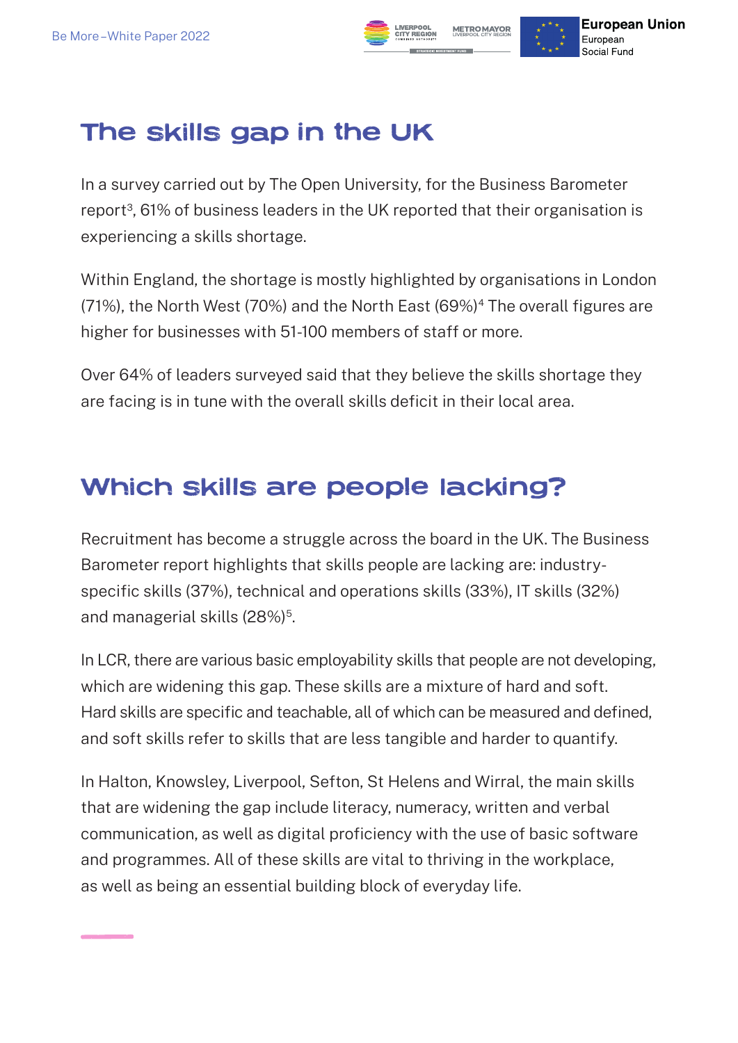## The skills gap in the UK

In a survey carried out by The Open University, for the Business Barometer report[3], 61% of business leaders in the UK reported that their organisation is experiencing a skills shortage.

Within England, the shortage is mostly highlighted by organisations in London (71%), the North West (70%) and the North East (69%)[4] The overall figures are higher for businesses with 51-100 members of staff or more.

Over 64% of leaders surveyed said that they believe the skills shortage they are facing is in tune with the overall skills deficit in their local area.

## Which skills are people lacking?

Recruitment has become a struggle across the board in the UK. The Business Barometer report highlights that skills people are lacking are: industry-specific skills (37%), technical and operations skills (33%), IT skills (32%) and managerial skills (28%)[5].

In LCR, there are various basic employability skills that people are not developing, which are widening this gap. These skills are a mixture of hard and soft. Hard skills are specific and teachable, all of which can be measured and defined, and soft skills refer to skills that are less tangible and harder to quantify.

In Halton, Knowsley, Liverpool, Sefton, St Helens and Wirral, the main skills that are widening the gap include literacy, numeracy, written and verbal communication, as well as digital proficiency with the use of basic software and programmes. All of these skills are vital to thriving in the workplace, as well as being an essential building block of everyday life.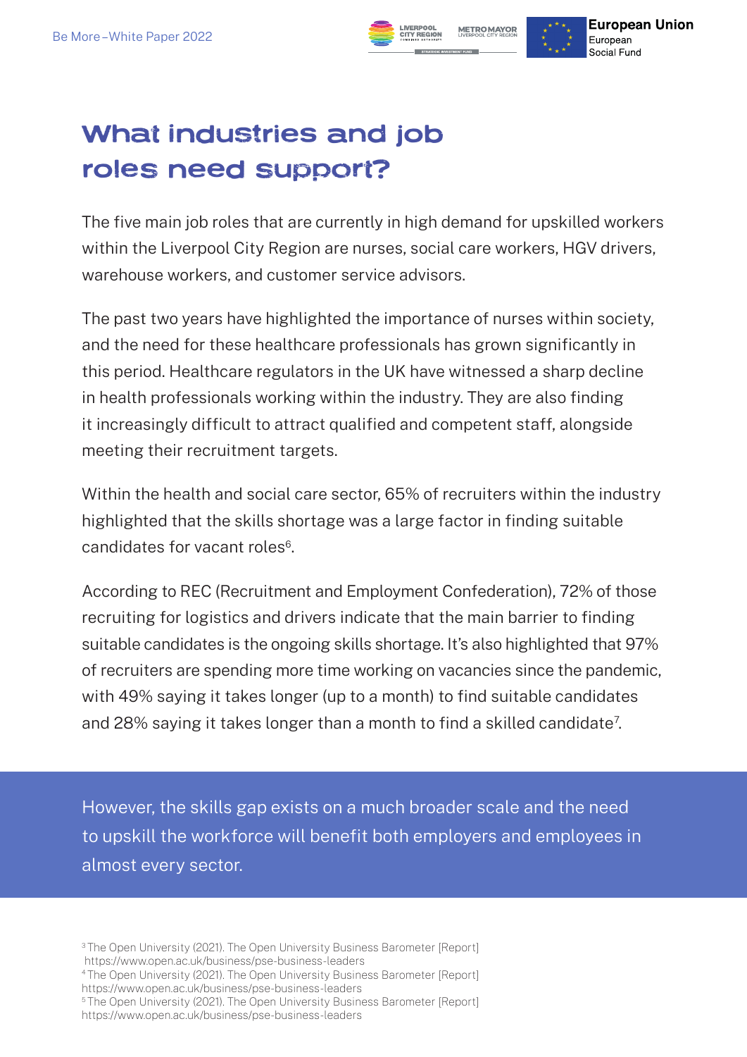# What industries and job roles need support?

The five main job roles that are currently in high demand for upskilled workers within the Liverpool City Region are nurses, social care workers, HGV drivers, warehouse workers, and customer service advisors.

The past two years have highlighted the importance of nurses within society, and the need for these healthcare professionals has grown significantly in this period. Healthcare regulators in the UK have witnessed a sharp decline in health professionals working within the industry. They are also finding it increasingly difficult to attract qualified and competent staff, alongside meeting their recruitment targets.

Within the health and social care sector, 65% of recruiters within the industry highlighted that the skills shortage was a large factor in finding suitable candidates for vacant roles[6].

According to REC (Recruitment and Employment Confederation), 72% of those recruiting for logistics and drivers indicate that the main barrier to finding suitable candidates is the ongoing skills shortage. It's also highlighted that 97% of recruiters are spending more time working on vacancies since the pandemic, with 49% saying it takes longer (up to a month) to find suitable candidates and 28% saying it takes longer than a month to find a skilled candidate[7].

However, the skills gap exists on a much broader scale and the need to upskill the workforce will benefit both employers and employees in almost every sector.

[3] The Open University (2021). The Open University Business Barometer [Report] https://www.open.ac.uk/business/pse-business-leaders
[4] The Open University (2021). The Open University Business Barometer [Report] https://www.open.ac.uk/business/pse-business-leaders
[5] The Open University (2021). The Open University Business Barometer [Report] https://www.open.ac.uk/business/pse-business-leaders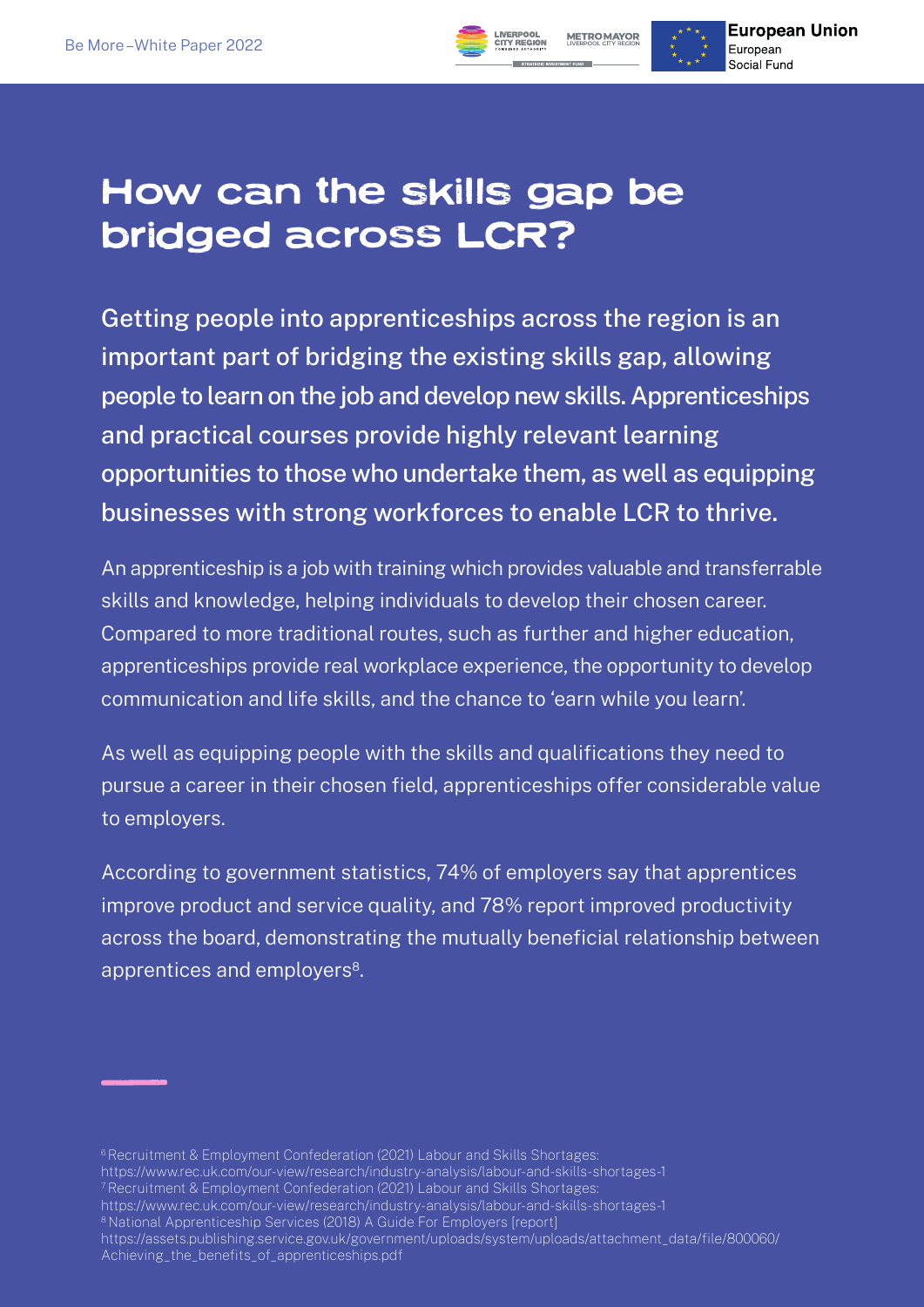# How can the skills gap be bridged across LCR?

Getting people into apprenticeships across the region is an important part of bridging the existing skills gap, allowing people to learn on the job and develop new skills. Apprenticeships and practical courses provide highly relevant learning opportunities to those who undertake them, as well as equipping businesses with strong workforces to enable LCR to thrive.

An apprenticeship is a job with training which provides valuable and transferrable skills and knowledge, helping individuals to develop their chosen career. Compared to more traditional routes, such as further and higher education, apprenticeships provide real workplace experience, the opportunity to develop communication and life skills, and the chance to 'earn while you learn'.

As well as equipping people with the skills and qualifications they need to pursue a career in their chosen field, apprenticeships offer considerable value to employers.

According to government statistics, 74% of employers say that apprentices improve product and service quality, and 78% report improved productivity across the board, demonstrating the mutually beneficial relationship between apprentices and employers[8].

[6] Recruitment & Employment Confederation (2021) Labour and Skills Shortages: https://www.rec.uk.com/our-view/research/industry-analysis/labour-and-skills-shortages-1
[7] Recruitment & Employment Confederation (2021) Labour and Skills Shortages: https://www.rec.uk.com/our-view/research/industry-analysis/labour-and-skills-shortages-1
[8] National Apprenticeship Services (2018) A Guide For Employers [report] https://assets.publishing.service.gov.uk/government/uploads/system/uploads/attachment_data/file/800060/Achieving_the_benefits_of_apprenticeships.pdf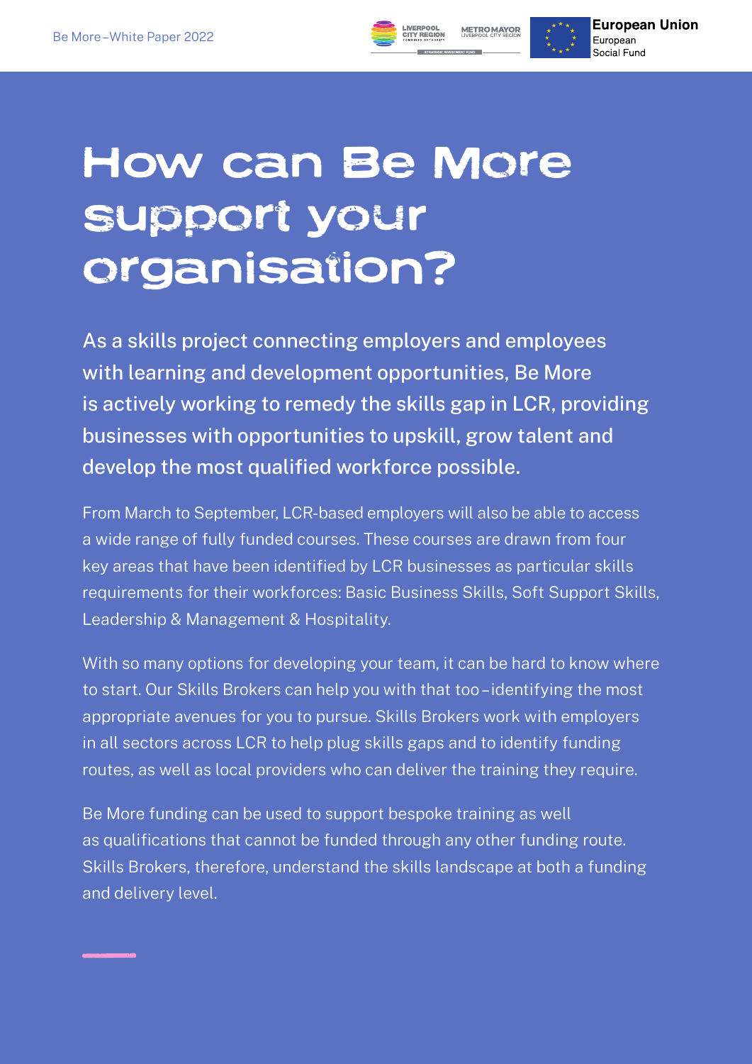# How can Be More support your organisation?

As a skills project connecting employers and employees with learning and development opportunities, Be More is actively working to remedy the skills gap in LCR, providing businesses with opportunities to upskill, grow talent and develop the most qualified workforce possible.

From March to September, LCR-based employers will also be able to access a wide range of fully funded courses. These courses are drawn from four key areas that have been identified by LCR businesses as particular skills requirements for their workforces: Basic Business Skills, Soft Support Skills, Leadership & Management & Hospitality.

With so many options for developing your team, it can be hard to know where to start. Our Skills Brokers can help you with that too – identifying the most appropriate avenues for you to pursue. Skills Brokers work with employers in all sectors across LCR to help plug skills gaps and to identify funding routes, as well as local providers who can deliver the training they require.

Be More funding can be used to support bespoke training as well as qualifications that cannot be funded through any other funding route. Skills Brokers, therefore, understand the skills landscape at both a funding and delivery level.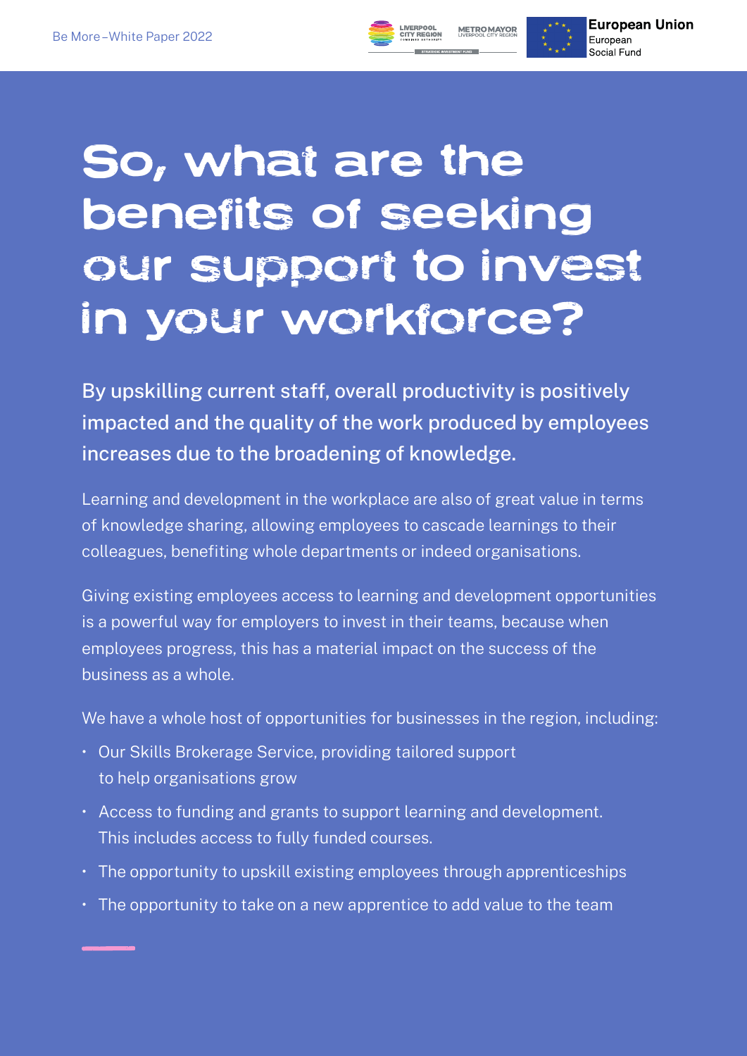# So, what are the benefits of seeking our support to invest in your workforce?

By upskilling current staff, overall productivity is positively impacted and the quality of the work produced by employees increases due to the broadening of knowledge.

Learning and development in the workplace are also of great value in terms of knowledge sharing, allowing employees to cascade learnings to their colleagues, benefiting whole departments or indeed organisations.

Giving existing employees access to learning and development opportunities is a powerful way for employers to invest in their teams, because when employees progress, this has a material impact on the success of the business as a whole.

We have a whole host of opportunities for businesses in the region, including:

- Our Skills Brokerage Service, providing tailored support to help organisations grow
- Access to funding and grants to support learning and development. This includes access to fully funded courses.
- The opportunity to upskill existing employees through apprenticeships
- The opportunity to take on a new apprentice to add value to the team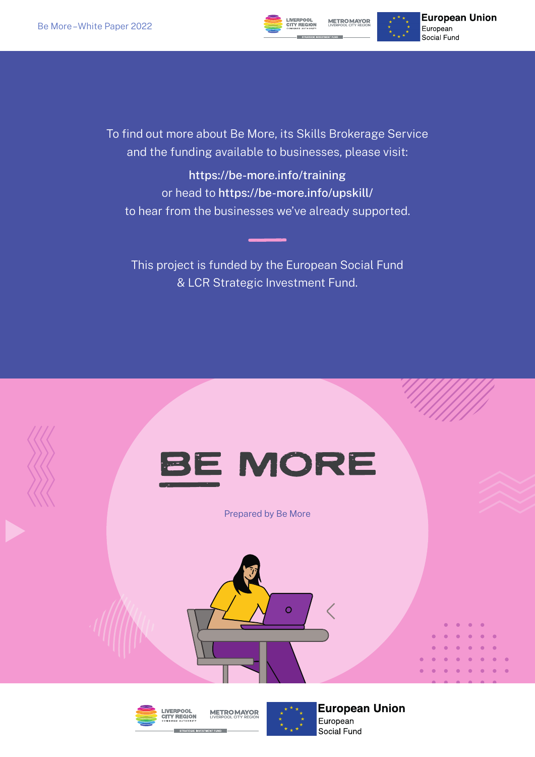To find out more about Be More, its Skills Brokerage Service and the funding available to businesses, please visit:

**https://be-more.info/training**
or head to **https://be-more.info/upskill/**
to hear from the businesses we've already supported.

This project is funded by the European Social Fund & LCR Strategic Investment Fund.

# BE MORE

Prepared by Be More